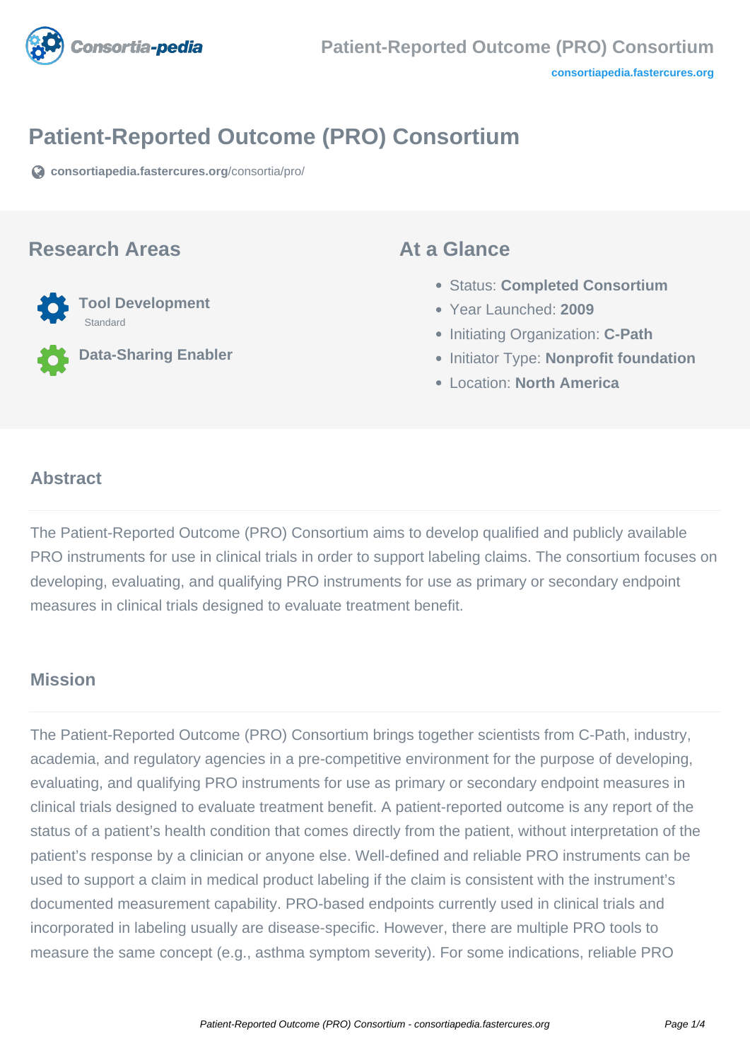# Patient-Reported Outcome (PRO) Consortium

consortiapedia.fastercures.org/consortia/pro/

## Research Areas

**Tool Development**
Standard

**Data-Sharing Enabler**

## At a Glance

- Status: **Completed Consortium**
- Year Launched: **2009**
- Initiating Organization: **C-Path**
- Initiator Type: **Nonprofit foundation**
- Location: **North America**

## Abstract

The Patient-Reported Outcome (PRO) Consortium aims to develop qualified and publicly available PRO instruments for use in clinical trials in order to support labeling claims. The consortium focuses on developing, evaluating, and qualifying PRO instruments for use as primary or secondary endpoint measures in clinical trials designed to evaluate treatment benefit.

## Mission

The Patient-Reported Outcome (PRO) Consortium brings together scientists from C-Path, industry, academia, and regulatory agencies in a pre-competitive environment for the purpose of developing, evaluating, and qualifying PRO instruments for use as primary or secondary endpoint measures in clinical trials designed to evaluate treatment benefit. A patient-reported outcome is any report of the status of a patient's health condition that comes directly from the patient, without interpretation of the patient's response by a clinician or anyone else. Well-defined and reliable PRO instruments can be used to support a claim in medical product labeling if the claim is consistent with the instrument's documented measurement capability. PRO-based endpoints currently used in clinical trials and incorporated in labeling usually are disease-specific. However, there are multiple PRO tools to measure the same concept (e.g., asthma symptom severity). For some indications, reliable PRO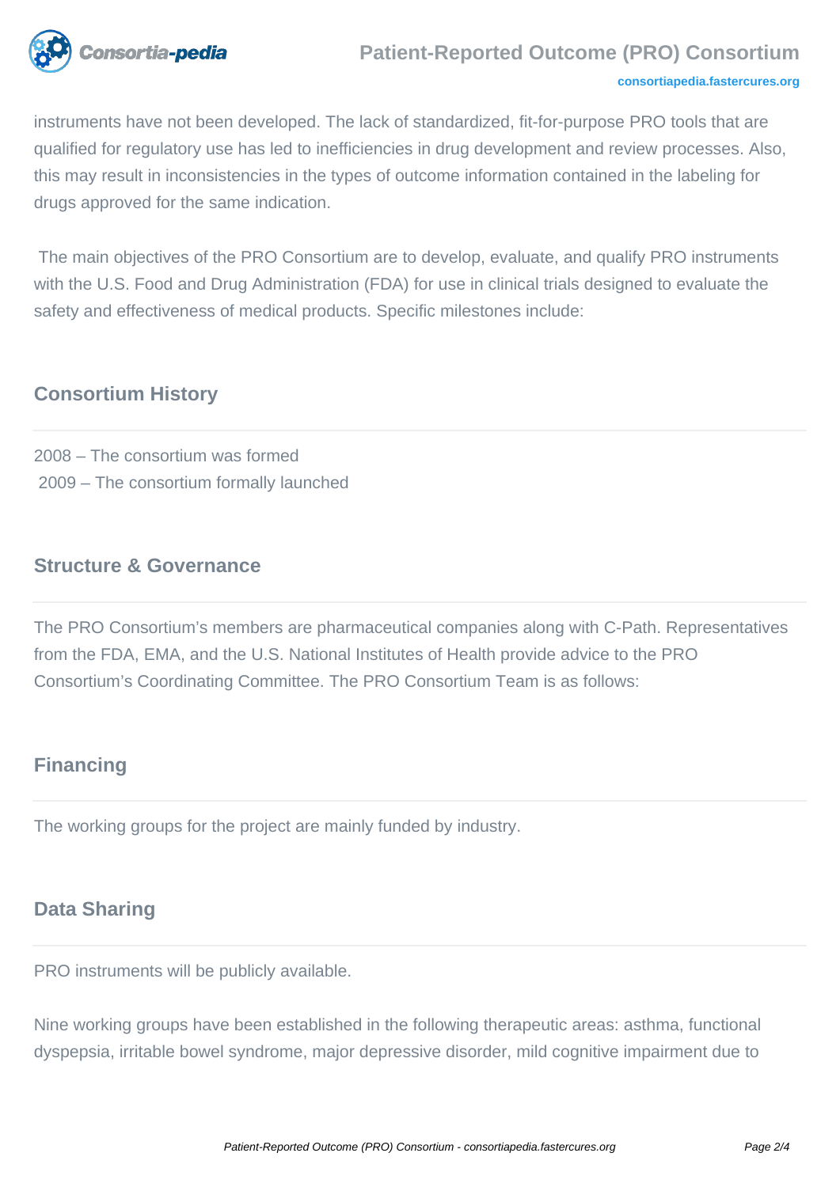instruments have not been developed. The lack of standardized, fit-for-purpose PRO tools that are qualified for regulatory use has led to inefficiencies in drug development and review processes. Also, this may result in inconsistencies in the types of outcome information contained in the labeling for drugs approved for the same indication.

The main objectives of the PRO Consortium are to develop, evaluate, and qualify PRO instruments with the U.S. Food and Drug Administration (FDA) for use in clinical trials designed to evaluate the safety and effectiveness of medical products. Specific milestones include:

## Consortium History

2008 – The consortium was formed
2009 – The consortium formally launched

## Structure & Governance

The PRO Consortium's members are pharmaceutical companies along with C-Path. Representatives from the FDA, EMA, and the U.S. National Institutes of Health provide advice to the PRO Consortium's Coordinating Committee. The PRO Consortium Team is as follows:

## Financing

The working groups for the project are mainly funded by industry.

## Data Sharing

PRO instruments will be publicly available.

Nine working groups have been established in the following therapeutic areas: asthma, functional dyspepsia, irritable bowel syndrome, major depressive disorder, mild cognitive impairment due to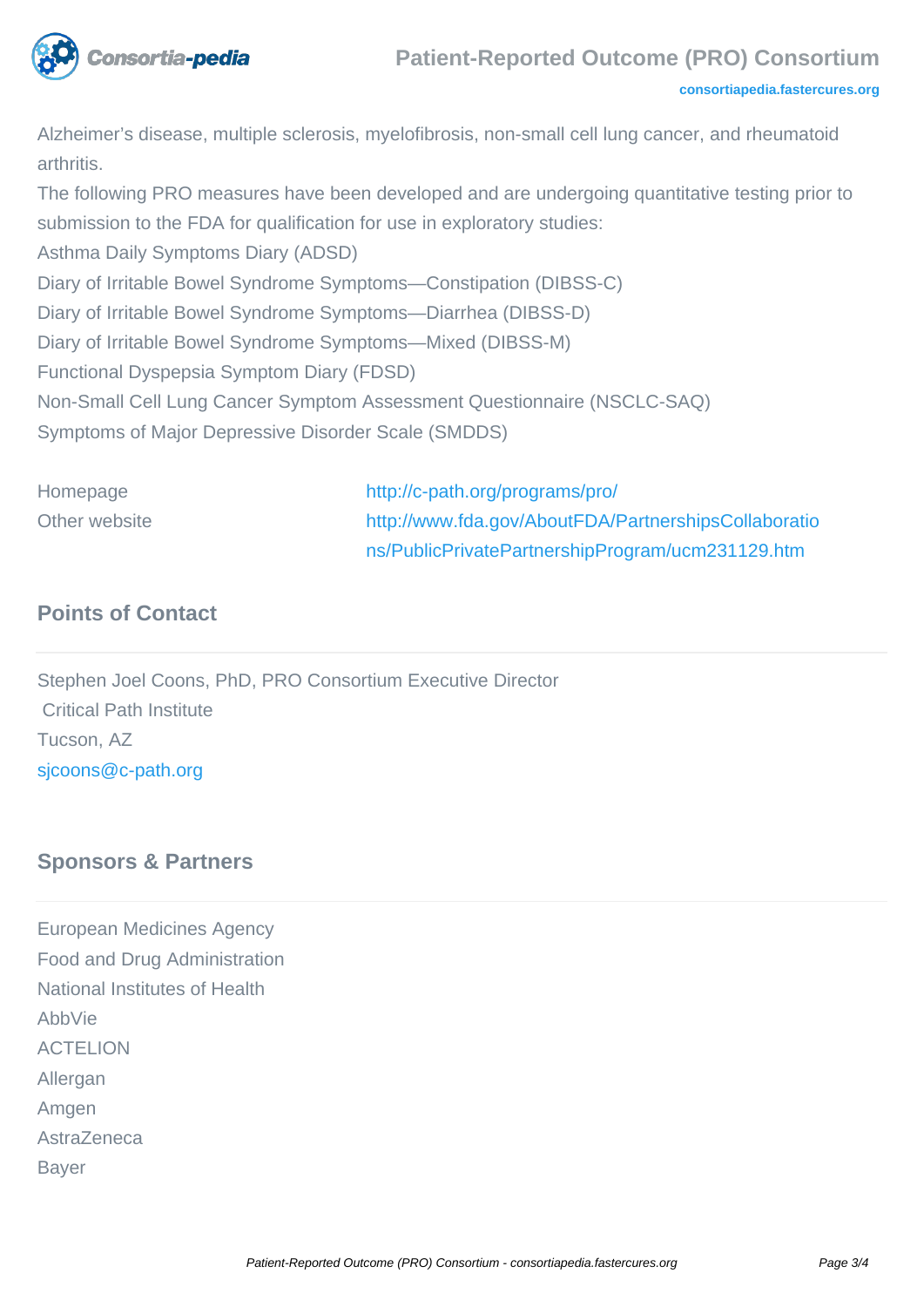Alzheimer's disease, multiple sclerosis, myelofibrosis, non-small cell lung cancer, and rheumatoid arthritis.

The following PRO measures have been developed and are undergoing quantitative testing prior to submission to the FDA for qualification for use in exploratory studies:

Asthma Daily Symptoms Diary (ADSD)

Diary of Irritable Bowel Syndrome Symptoms—Constipation (DIBSS-C)

Diary of Irritable Bowel Syndrome Symptoms—Diarrhea (DIBSS-D)

Diary of Irritable Bowel Syndrome Symptoms—Mixed (DIBSS-M)

Functional Dyspepsia Symptom Diary (FDSD)

Non-Small Cell Lung Cancer Symptom Assessment Questionnaire (NSCLC-SAQ)

Symptoms of Major Depressive Disorder Scale (SMDDS)

| | |
|---|---|
| Homepage | http://c-path.org/programs/pro/ |
| Other website | http://www.fda.gov/AboutFDA/PartnershipsCollaborations/PublicPrivatePartnershipProgram/ucm231129.htm |

## Points of Contact

Stephen Joel Coons, PhD, PRO Consortium Executive Director
Critical Path Institute
Tucson, AZ
sjcoons@c-path.org

## Sponsors & Partners

European Medicines Agency

Food and Drug Administration

National Institutes of Health

AbbVie

ACTELION

Allergan

Amgen

AstraZeneca

Bayer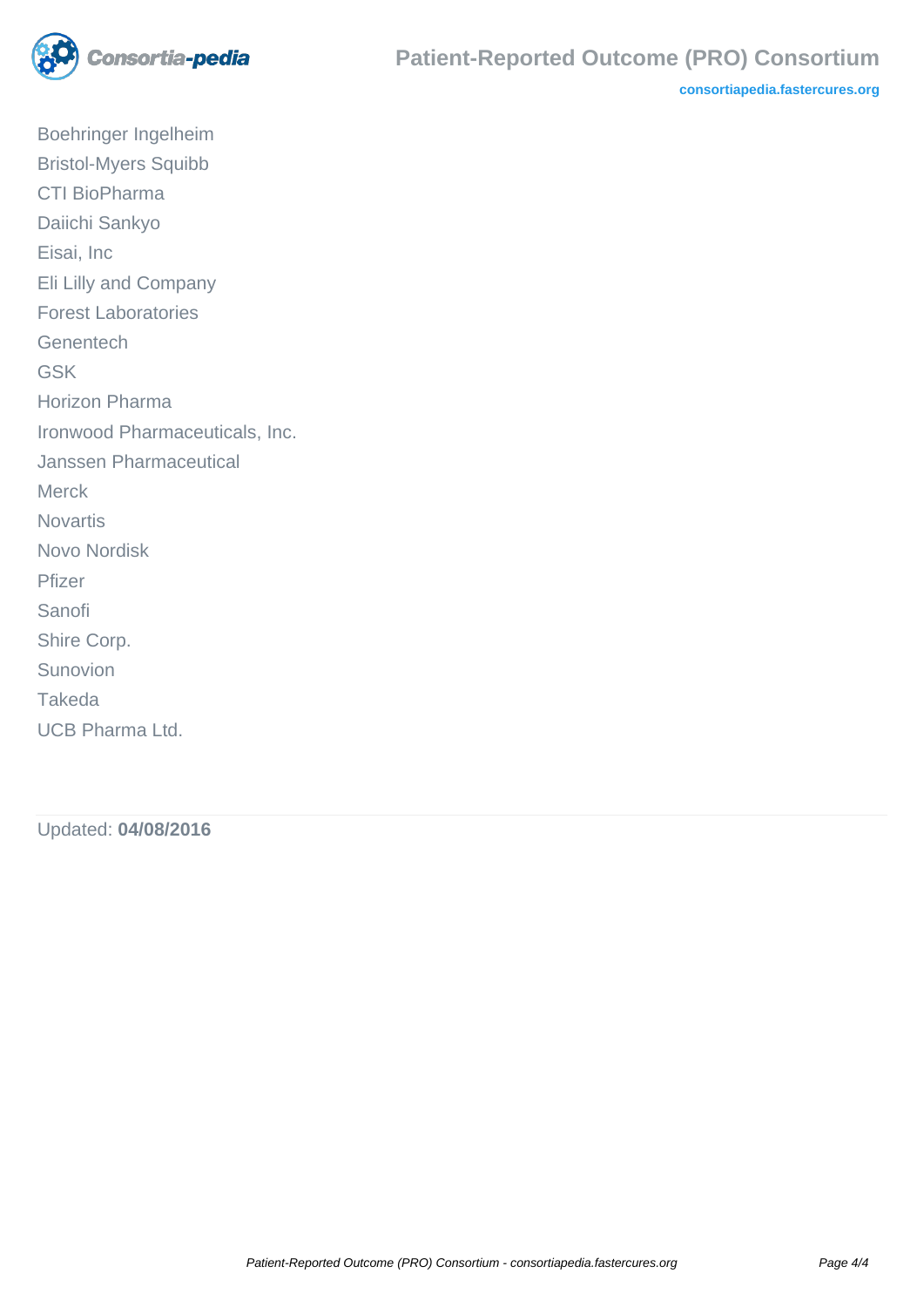Boehringer Ingelheim
Bristol-Myers Squibb
CTI BioPharma
Daiichi Sankyo
Eisai, Inc
Eli Lilly and Company
Forest Laboratories
Genentech
GSK
Horizon Pharma
Ironwood Pharmaceuticals, Inc.
Janssen Pharmaceutical
Merck
Novartis
Novo Nordisk
Pfizer
Sanofi
Shire Corp.
Sunovion
Takeda
UCB Pharma Ltd.

---

Updated: **04/08/2016**